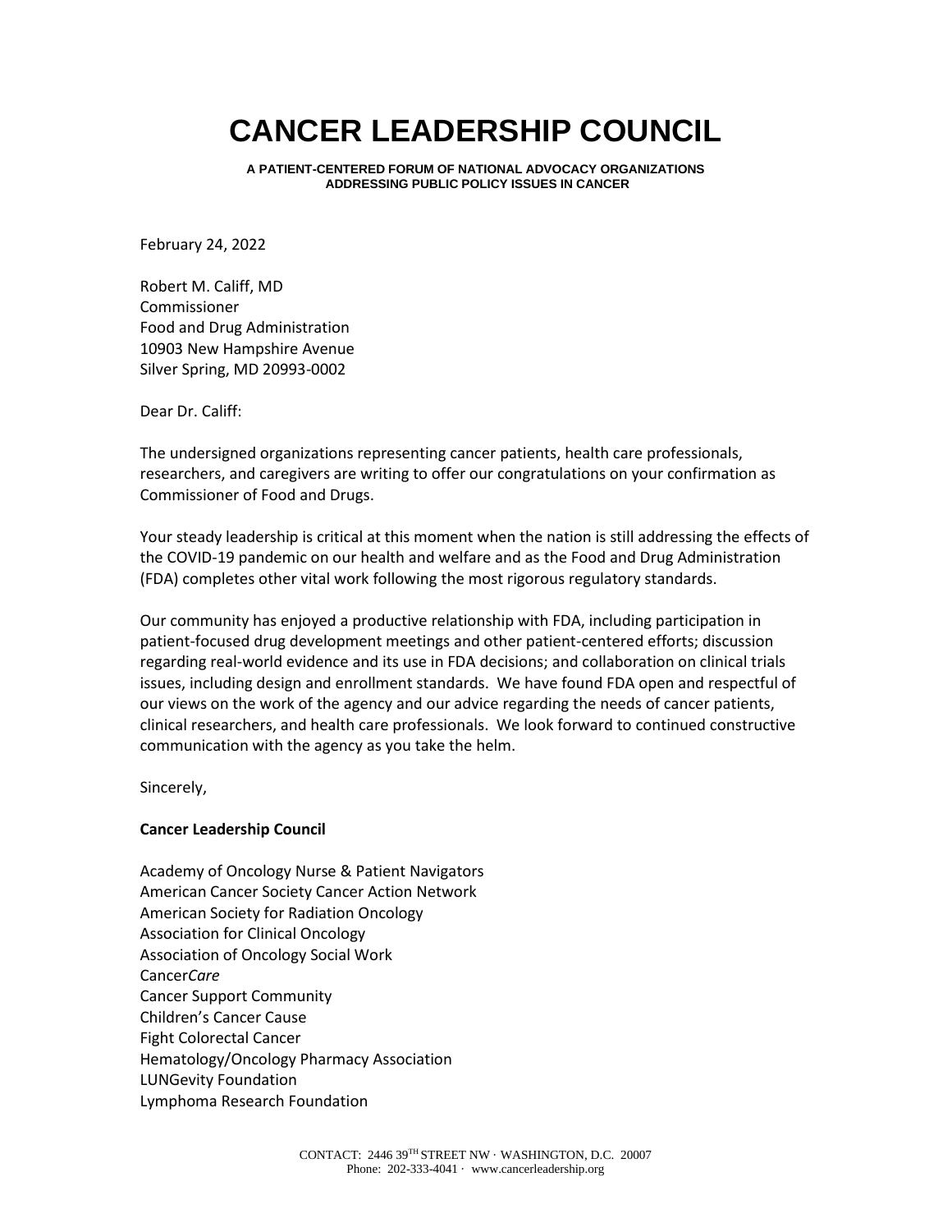# CANCER LEADERSHIP COUNCIL

**A PATIENT-CENTERED FORUM OF NATIONAL ADVOCACY ORGANIZATIONS ADDRESSING PUBLIC POLICY ISSUES IN CANCER**

February 24, 2022

Robert M. Califf, MD
Commissioner
Food and Drug Administration
10903 New Hampshire Avenue
Silver Spring, MD 20993-0002

Dear Dr. Califf:

The undersigned organizations representing cancer patients, health care professionals, researchers, and caregivers are writing to offer our congratulations on your confirmation as Commissioner of Food and Drugs.

Your steady leadership is critical at this moment when the nation is still addressing the effects of the COVID-19 pandemic on our health and welfare and as the Food and Drug Administration (FDA) completes other vital work following the most rigorous regulatory standards.

Our community has enjoyed a productive relationship with FDA, including participation in patient-focused drug development meetings and other patient-centered efforts; discussion regarding real-world evidence and its use in FDA decisions; and collaboration on clinical trials issues, including design and enrollment standards. We have found FDA open and respectful of our views on the work of the agency and our advice regarding the needs of cancer patients, clinical researchers, and health care professionals. We look forward to continued constructive communication with the agency as you take the helm.

Sincerely,

**Cancer Leadership Council**

Academy of Oncology Nurse & Patient Navigators
American Cancer Society Cancer Action Network
American Society for Radiation Oncology
Association for Clinical Oncology
Association of Oncology Social Work
Cancer*Care*
Cancer Support Community
Children's Cancer Cause
Fight Colorectal Cancer
Hematology/Oncology Pharmacy Association
LUNGevity Foundation
Lymphoma Research Foundation

CONTACT: 2446 39TH STREET NW · WASHINGTON, D.C. 20007
Phone: 202-333-4041 · www.cancerleadership.org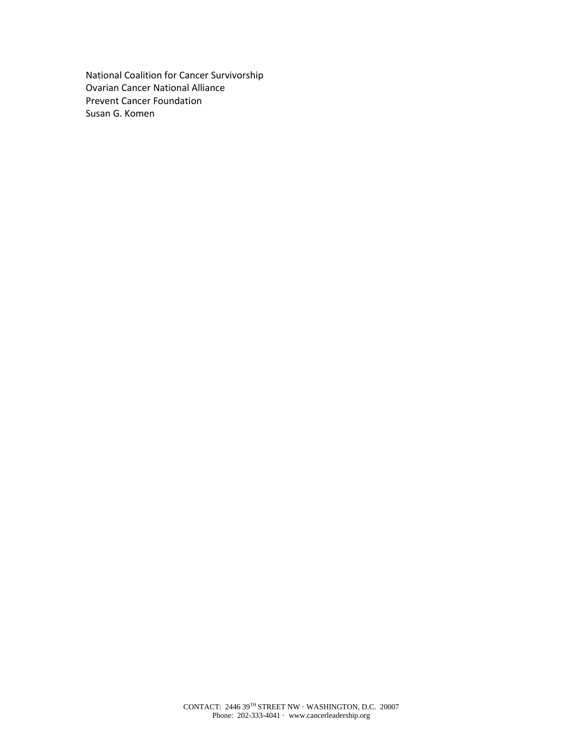National Coalition for Cancer Survivorship
Ovarian Cancer National Alliance
Prevent Cancer Foundation
Susan G. Komen